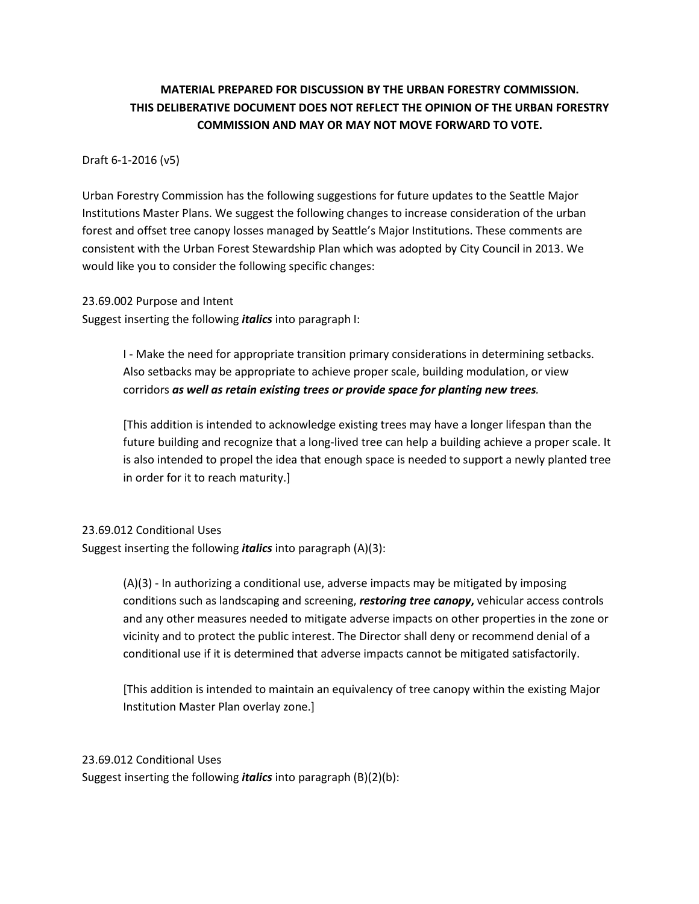**MATERIAL PREPARED FOR DISCUSSION BY THE URBAN FORESTRY COMMISSION. THIS DELIBERATIVE DOCUMENT DOES NOT REFLECT THE OPINION OF THE URBAN FORESTRY COMMISSION AND MAY OR MAY NOT MOVE FORWARD TO VOTE.**

Draft 6-1-2016 (v5)

Urban Forestry Commission has the following suggestions for future updates to the Seattle Major Institutions Master Plans. We suggest the following changes to increase consideration of the urban forest and offset tree canopy losses managed by Seattle's Major Institutions. These comments are consistent with the Urban Forest Stewardship Plan which was adopted by City Council in 2013. We would like you to consider the following specific changes:

23.69.002 Purpose and Intent
Suggest inserting the following ***italics*** into paragraph I:

> I - Make the need for appropriate transition primary considerations in determining setbacks. Also setbacks may be appropriate to achieve proper scale, building modulation, or view corridors ***as well as retain existing trees or provide space for planting new trees***.
>
> [This addition is intended to acknowledge existing trees may have a longer lifespan than the future building and recognize that a long-lived tree can help a building achieve a proper scale. It is also intended to propel the idea that enough space is needed to support a newly planted tree in order for it to reach maturity.]

23.69.012 Conditional Uses
Suggest inserting the following ***italics*** into paragraph (A)(3):

> (A)(3) - In authorizing a conditional use, adverse impacts may be mitigated by imposing conditions such as landscaping and screening, ***restoring tree canopy*,** vehicular access controls and any other measures needed to mitigate adverse impacts on other properties in the zone or vicinity and to protect the public interest. The Director shall deny or recommend denial of a conditional use if it is determined that adverse impacts cannot be mitigated satisfactorily.
>
> [This addition is intended to maintain an equivalency of tree canopy within the existing Major Institution Master Plan overlay zone.]

23.69.012 Conditional Uses
Suggest inserting the following ***italics*** into paragraph (B)(2)(b):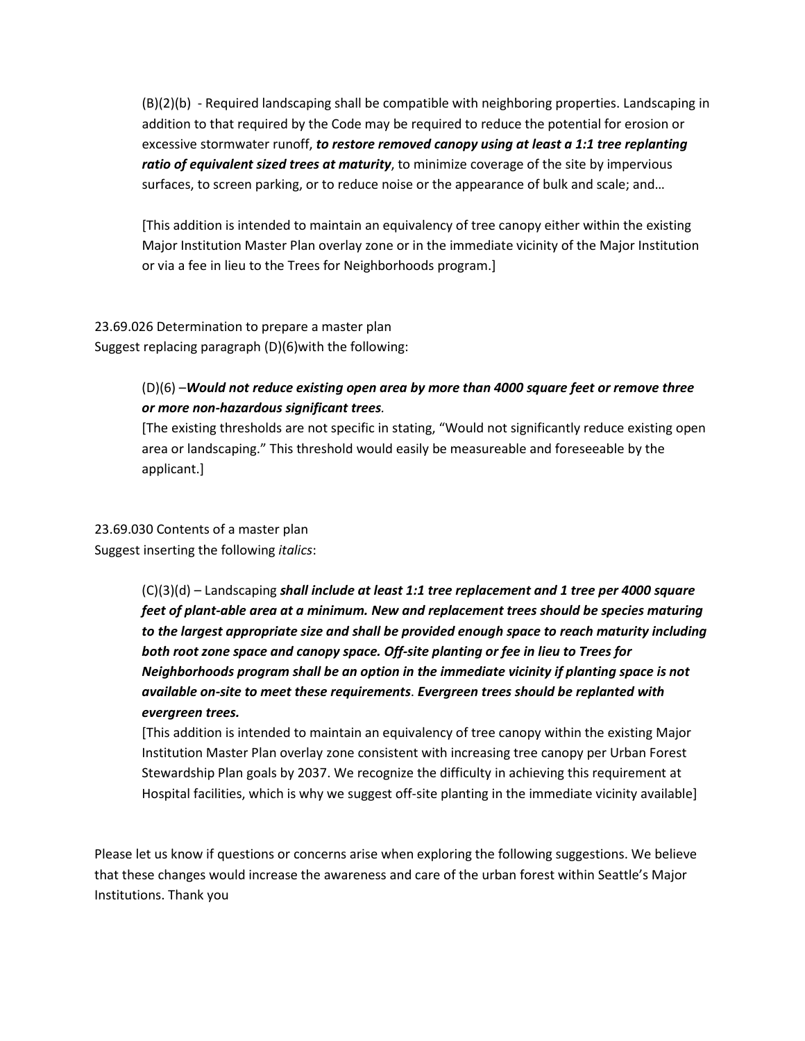(B)(2)(b) - Required landscaping shall be compatible with neighboring properties. Landscaping in addition to that required by the Code may be required to reduce the potential for erosion or excessive stormwater runoff, ***to restore removed canopy using at least a 1:1 tree replanting ratio of equivalent sized trees at maturity***, to minimize coverage of the site by impervious surfaces, to screen parking, or to reduce noise or the appearance of bulk and scale; and…

[This addition is intended to maintain an equivalency of tree canopy either within the existing Major Institution Master Plan overlay zone or in the immediate vicinity of the Major Institution or via a fee in lieu to the Trees for Neighborhoods program.]

23.69.026 Determination to prepare a master plan
Suggest replacing paragraph (D)(6)with the following:

(D)(6) –***Would not reduce existing open area by more than 4000 square feet or remove three or more non-hazardous significant trees****.*
[The existing thresholds are not specific in stating, "Would not significantly reduce existing open area or landscaping." This threshold would easily be measureable and foreseeable by the applicant.]

23.69.030 Contents of a master plan
Suggest inserting the following *italics*:

(C)(3)(d) – Landscaping ***shall include at least 1:1 tree replacement and 1 tree per 4000 square feet of plant-able area at a minimum. New and replacement trees should be species maturing to the largest appropriate size and shall be provided enough space to reach maturity including both root zone space and canopy space. Off-site planting or fee in lieu to Trees for Neighborhoods program shall be an option in the immediate vicinity if planting space is not available on-site to meet these requirements***. ***Evergreen trees should be replanted with evergreen trees.***
[This addition is intended to maintain an equivalency of tree canopy within the existing Major Institution Master Plan overlay zone consistent with increasing tree canopy per Urban Forest Stewardship Plan goals by 2037. We recognize the difficulty in achieving this requirement at Hospital facilities, which is why we suggest off-site planting in the immediate vicinity available]

Please let us know if questions or concerns arise when exploring the following suggestions. We believe that these changes would increase the awareness and care of the urban forest within Seattle's Major Institutions. Thank you